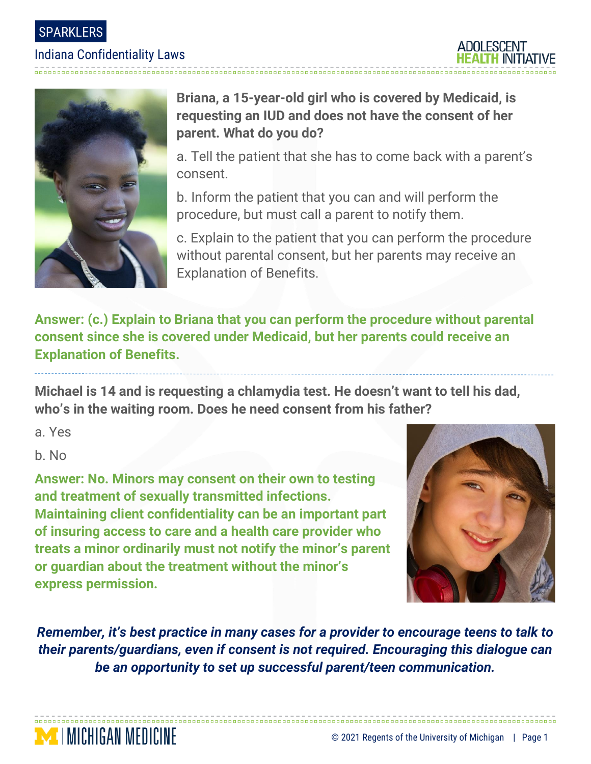SPARKLERS

# Indiana Confidentiality Laws

**Briana, a 15-year-old girl who is covered by Medicaid, is requesting an IUD and does not have the consent of her parent. What do you do?**

a. Tell the patient that she has to come back with a parent's consent.

b. Inform the patient that you can and will perform the procedure, but must call a parent to notify them.

c. Explain to the patient that you can perform the procedure without parental consent, but her parents may receive an Explanation of Benefits.

**Answer: (c.) Explain to Briana that you can perform the procedure without parental consent since she is covered under Medicaid, but her parents could receive an Explanation of Benefits.**

---

**Michael is 14 and is requesting a chlamydia test. He doesn't want to tell his dad, who's in the waiting room. Does he need consent from his father?**

a. Yes

b. No

**Answer: No. Minors may consent on their own to testing and treatment of sexually transmitted infections. Maintaining client confidentiality can be an important part of insuring access to care and a health care provider who treats a minor ordinarily must not notify the minor's parent or guardian about the treatment without the minor's express permission.**

***Remember, it's best practice in many cases for a provider to encourage teens to talk to their parents/guardians, even if consent is not required. Encouraging this dialogue can be an opportunity to set up successful parent/teen communication.***

© 2021 Regents of the University of Michigan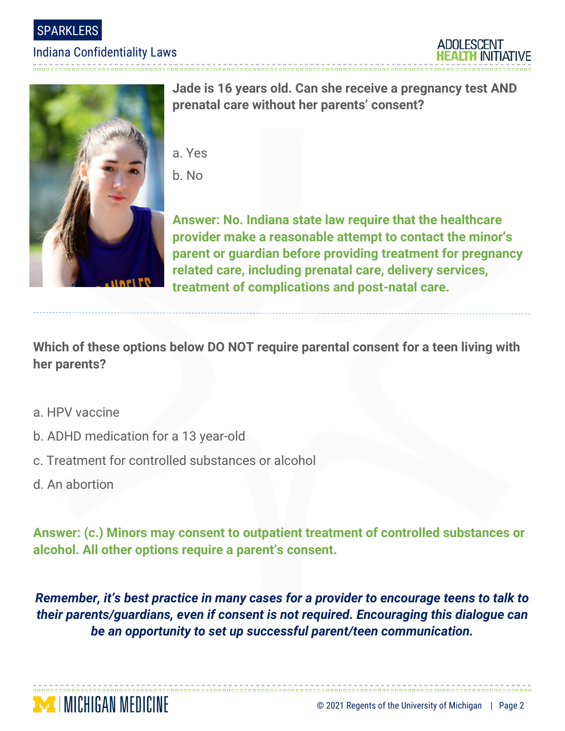**Jade is 16 years old. Can she receive a pregnancy test AND prenatal care without her parents' consent?**

a. Yes

b. No

**Answer: No. Indiana state law require that the healthcare provider make a reasonable attempt to contact the minor's parent or guardian before providing treatment for pregnancy related care, including prenatal care, delivery services, treatment of complications and post-natal care.**

---

**Which of these options below DO NOT require parental consent for a teen living with her parents?**

a. HPV vaccine

b. ADHD medication for a 13 year-old

c. Treatment for controlled substances or alcohol

d. An abortion

**Answer: (c.) Minors may consent to outpatient treatment of controlled substances or alcohol. All other options require a parent's consent.**

***Remember, it's best practice in many cases for a provider to encourage teens to talk to their parents/guardians, even if consent is not required. Encouraging this dialogue can be an opportunity to set up successful parent/teen communication.***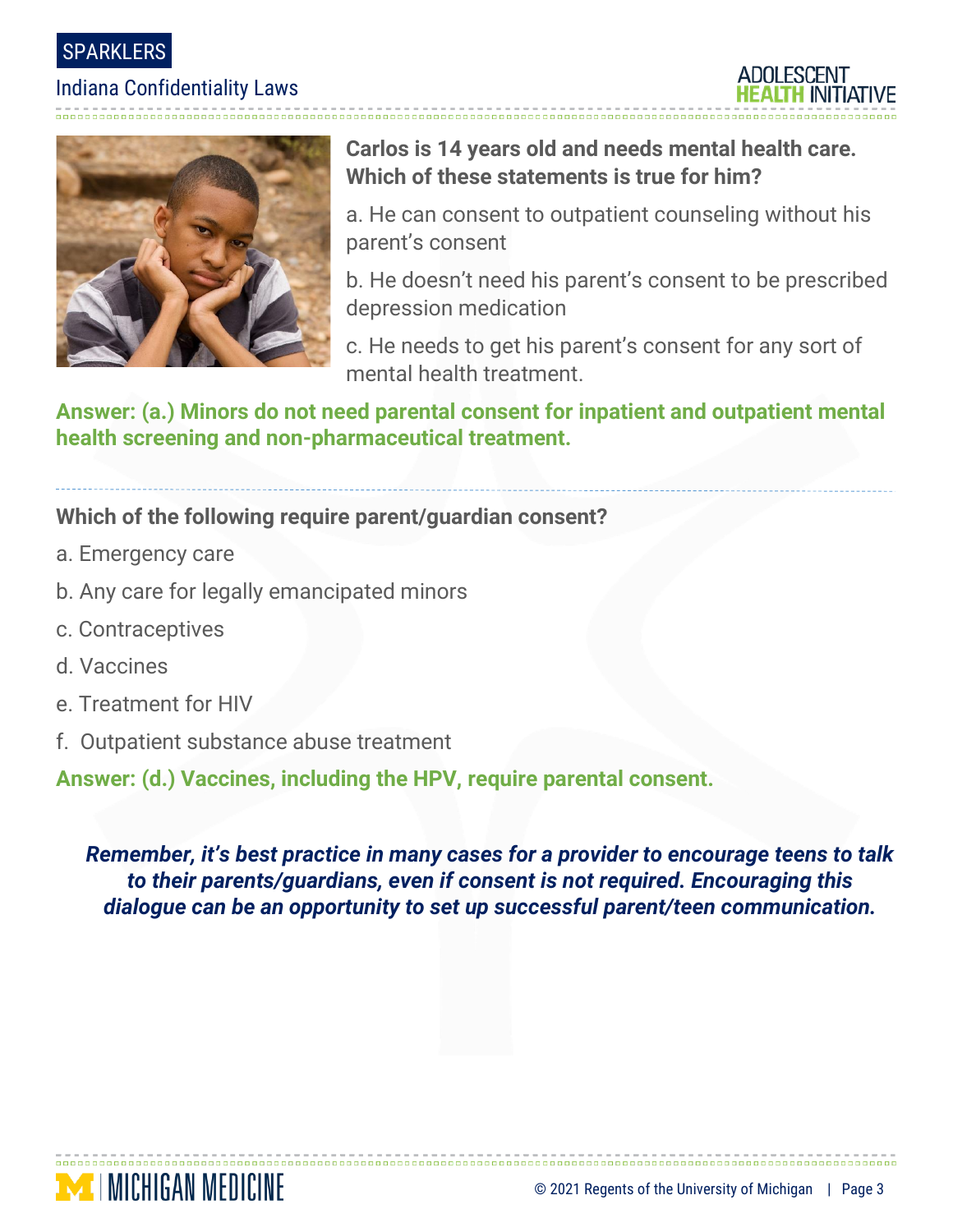**Carlos is 14 years old and needs mental health care. Which of these statements is true for him?**

a. He can consent to outpatient counseling without his parent's consent

b. He doesn't need his parent's consent to be prescribed depression medication

c. He needs to get his parent's consent for any sort of mental health treatment.

**Answer: (a.) Minors do not need parental consent for inpatient and outpatient mental health screening and non-pharmaceutical treatment.**

---

**Which of the following require parent/guardian consent?**

a. Emergency care

b. Any care for legally emancipated minors

c. Contraceptives

d. Vaccines

e. Treatment for HIV

f. Outpatient substance abuse treatment

**Answer: (d.) Vaccines, including the HPV, require parental consent.**

***Remember, it's best practice in many cases for a provider to encourage teens to talk to their parents/guardians, even if consent is not required. Encouraging this dialogue can be an opportunity to set up successful parent/teen communication.***